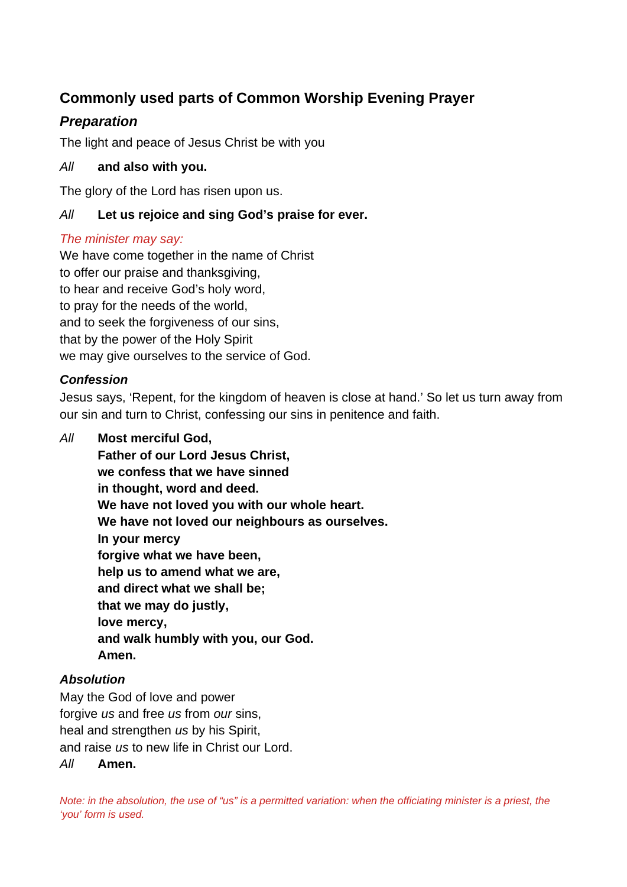## Commonly used parts of Common Worship Evening Prayer

### *Preparation*

The light and peace of Jesus Christ be with you

*All* **and also with you.**

The glory of the Lord has risen upon us.

*All* **Let us rejoice and sing God's praise for ever.**

*The minister may say:*

We have come together in the name of Christ
to offer our praise and thanksgiving,
to hear and receive God's holy word,
to pray for the needs of the world,
and to seek the forgiveness of our sins,
that by the power of the Holy Spirit
we may give ourselves to the service of God.

### *Confession*

Jesus says, 'Repent, for the kingdom of heaven is close at hand.' So let us turn away from our sin and turn to Christ, confessing our sins in penitence and faith.

*All* **Most merciful God,**
**Father of our Lord Jesus Christ,**
**we confess that we have sinned**
**in thought, word and deed.**
**We have not loved you with our whole heart.**
**We have not loved our neighbours as ourselves.**
**In your mercy**
**forgive what we have been,**
**help us to amend what we are,**
**and direct what we shall be;**
**that we may do justly,**
**love mercy,**
**and walk humbly with you, our God.**
**Amen.**

### *Absolution*

May the God of love and power
forgive *us* and free *us* from *our* sins,
heal and strengthen *us* by his Spirit,
and raise *us* to new life in Christ our Lord.
*All* **Amen.**

*Note: in the absolution, the use of "us" is a permitted variation: when the officiating minister is a priest, the 'you' form is used.*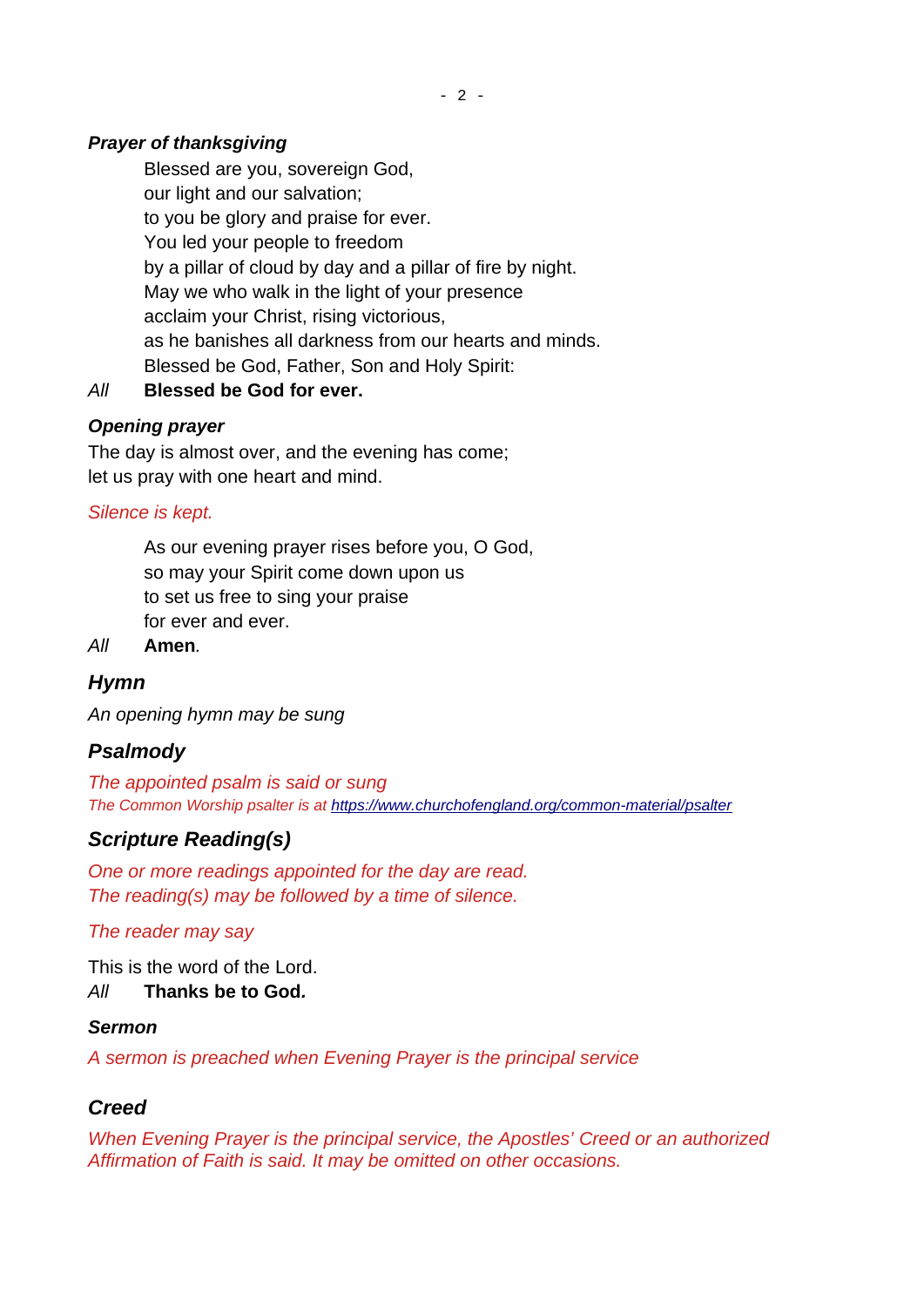***Prayer of thanksgiving***

Blessed are you, sovereign God,
our light and our salvation;
to you be glory and praise for ever.
You led your people to freedom
by a pillar of cloud by day and a pillar of fire by night.
May we who walk in the light of your presence
acclaim your Christ, rising victorious,
as he banishes all darkness from our hearts and minds.
Blessed be God, Father, Son and Holy Spirit:

*All* **Blessed be God for ever.**

***Opening prayer***

The day is almost over, and the evening has come;
let us pray with one heart and mind.

*Silence is kept.*

As our evening prayer rises before you, O God,
so may your Spirit come down upon us
to set us free to sing your praise
for ever and ever.

*All* **Amen***.*

## *Hymn*

*An opening hymn may be sung*

## *Psalmody*

*The appointed psalm is said or sung*
*The Common Worship psalter is at* [*https://www.churchofengland.org/common-material/psalter*](https://www.churchofengland.org/common-material/psalter)

## *Scripture Reading(s)*

*One or more readings appointed for the day are read.*
*The reading(s) may be followed by a time of silence.*

*The reader may say*

This is the word of the Lord.
*All* **Thanks be to God.**

***Sermon***

*A sermon is preached when Evening Prayer is the principal service*

## *Creed*

*When Evening Prayer is the principal service, the Apostles' Creed or an authorized Affirmation of Faith is said. It may be omitted on other occasions.*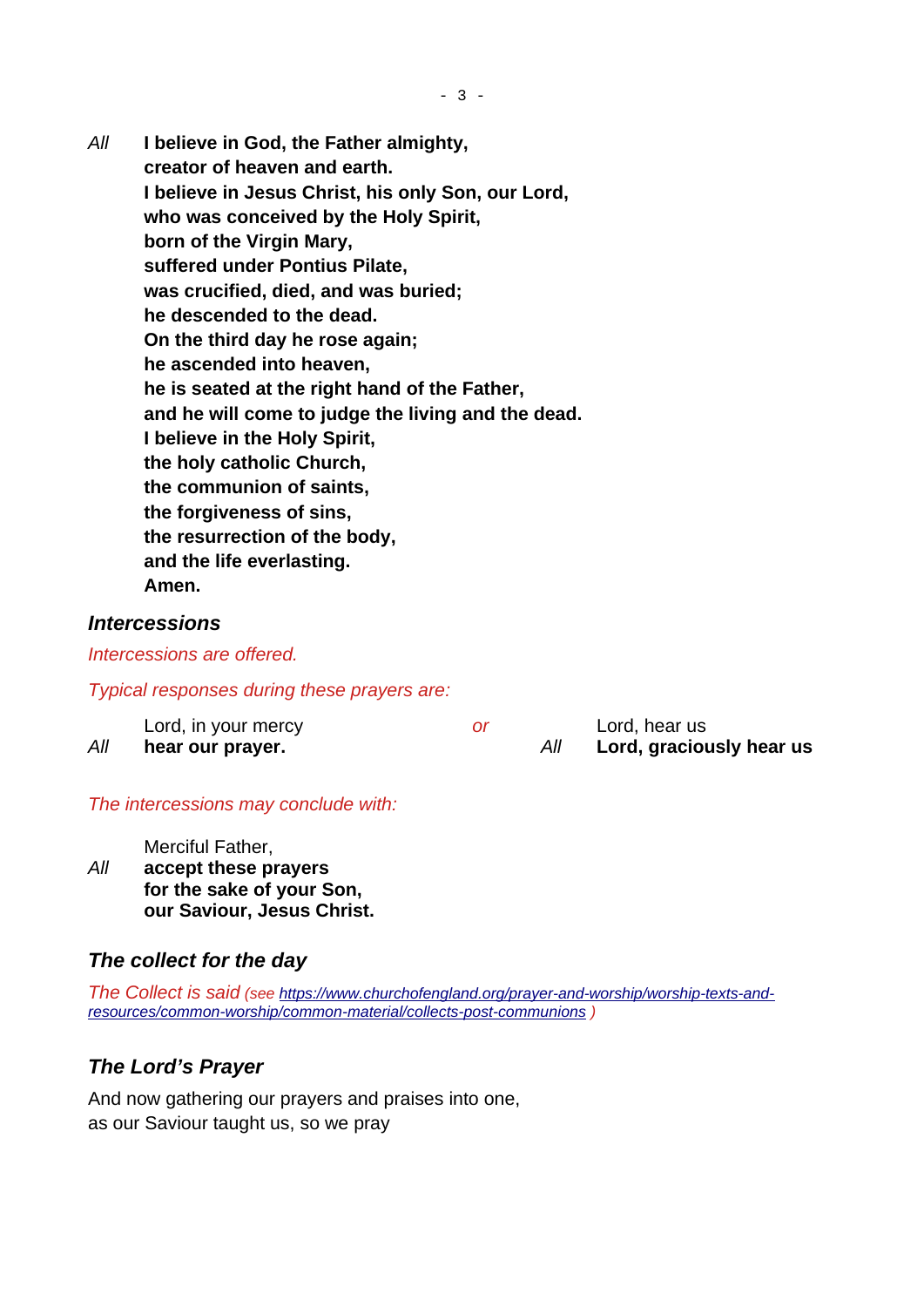*All* **I believe in God, the Father almighty,**
**creator of heaven and earth.**
**I believe in Jesus Christ, his only Son, our Lord,**
**who was conceived by the Holy Spirit,**
**born of the Virgin Mary,**
**suffered under Pontius Pilate,**
**was crucified, died, and was buried;**
**he descended to the dead.**
**On the third day he rose again;**
**he ascended into heaven,**
**he is seated at the right hand of the Father,**
**and he will come to judge the living and the dead.**
**I believe in the Holy Spirit,**
**the holy catholic Church,**
**the communion of saints,**
**the forgiveness of sins,**
**the resurrection of the body,**
**and the life everlasting.**
**Amen.**

## *Intercessions*

*Intercessions are offered.*

*Typical responses during these prayers are:*

Lord, in your mercy
*All* **hear our prayer.**

*or*

Lord, hear us
*All* **Lord, graciously hear us**

*The intercessions may conclude with:*

Merciful Father,
*All* **accept these prayers**
**for the sake of your Son,**
**our Saviour, Jesus Christ.**

## *The collect for the day*

*The Collect is said (see [https://www.churchofengland.org/prayer-and-worship/worship-texts-and-resources/common-worship/common-material/collects-post-communions](https://www.churchofengland.org/prayer-and-worship/worship-texts-and-resources/common-worship/common-material/collects-post-communions) )*

## *The Lord's Prayer*

And now gathering our prayers and praises into one,
as our Saviour taught us, so we pray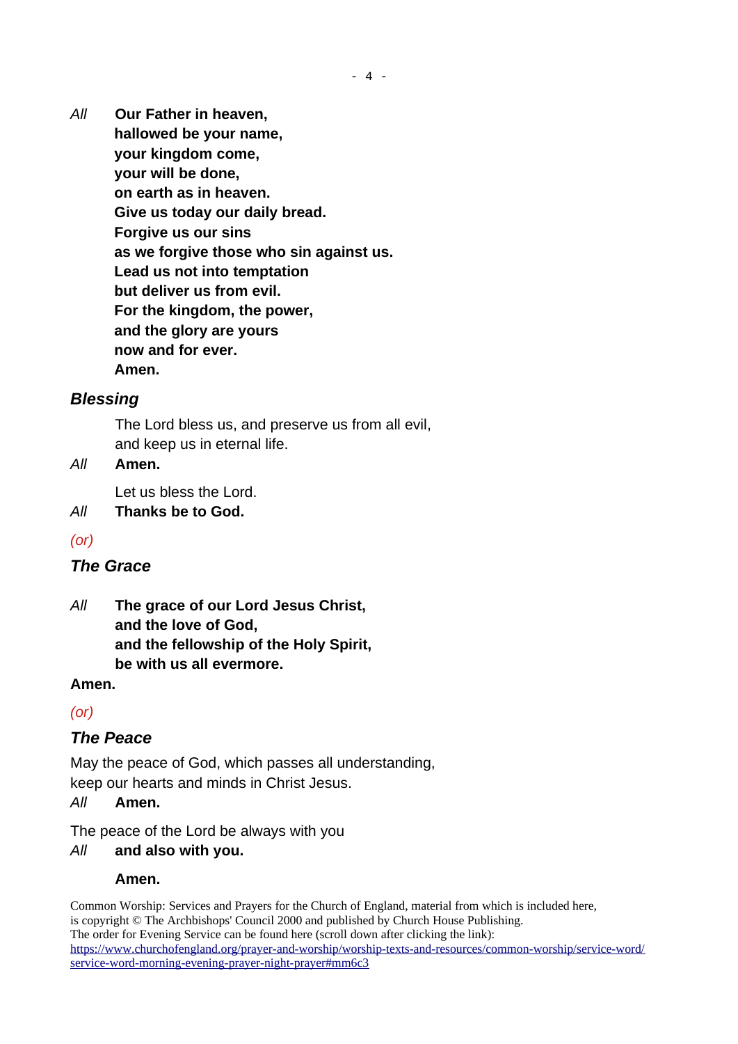*All* **Our Father in heaven,
hallowed be your name,
your kingdom come,
your will be done,
on earth as in heaven.
Give us today our daily bread.
Forgive us our sins
as we forgive those who sin against us.
Lead us not into temptation
but deliver us from evil.
For the kingdom, the power,
and the glory are yours
now and for ever.
Amen.**

### *Blessing*

The Lord bless us, and preserve us from all evil,
and keep us in eternal life.

*All* **Amen.**

Let us bless the Lord.

*All* **Thanks be to God.**

*(or)*

### *The Grace*

*All* **The grace of our Lord Jesus Christ,
and the love of God,
and the fellowship of the Holy Spirit,
be with us all evermore.**

**Amen.**

*(or)*

### *The Peace*

May the peace of God, which passes all understanding,
keep our hearts and minds in Christ Jesus.

*All* **Amen.**

The peace of the Lord be always with you

*All* **and also with you.**

**Amen.**

Common Worship: Services and Prayers for the Church of England, material from which is included here, is copyright © The Archbishops' Council 2000 and published by Church House Publishing.
The order for Evening Service can be found here (scroll down after clicking the link):
https://www.churchofengland.org/prayer-and-worship/worship-texts-and-resources/common-worship/service-word/service-word-morning-evening-prayer-night-prayer#mm6c3